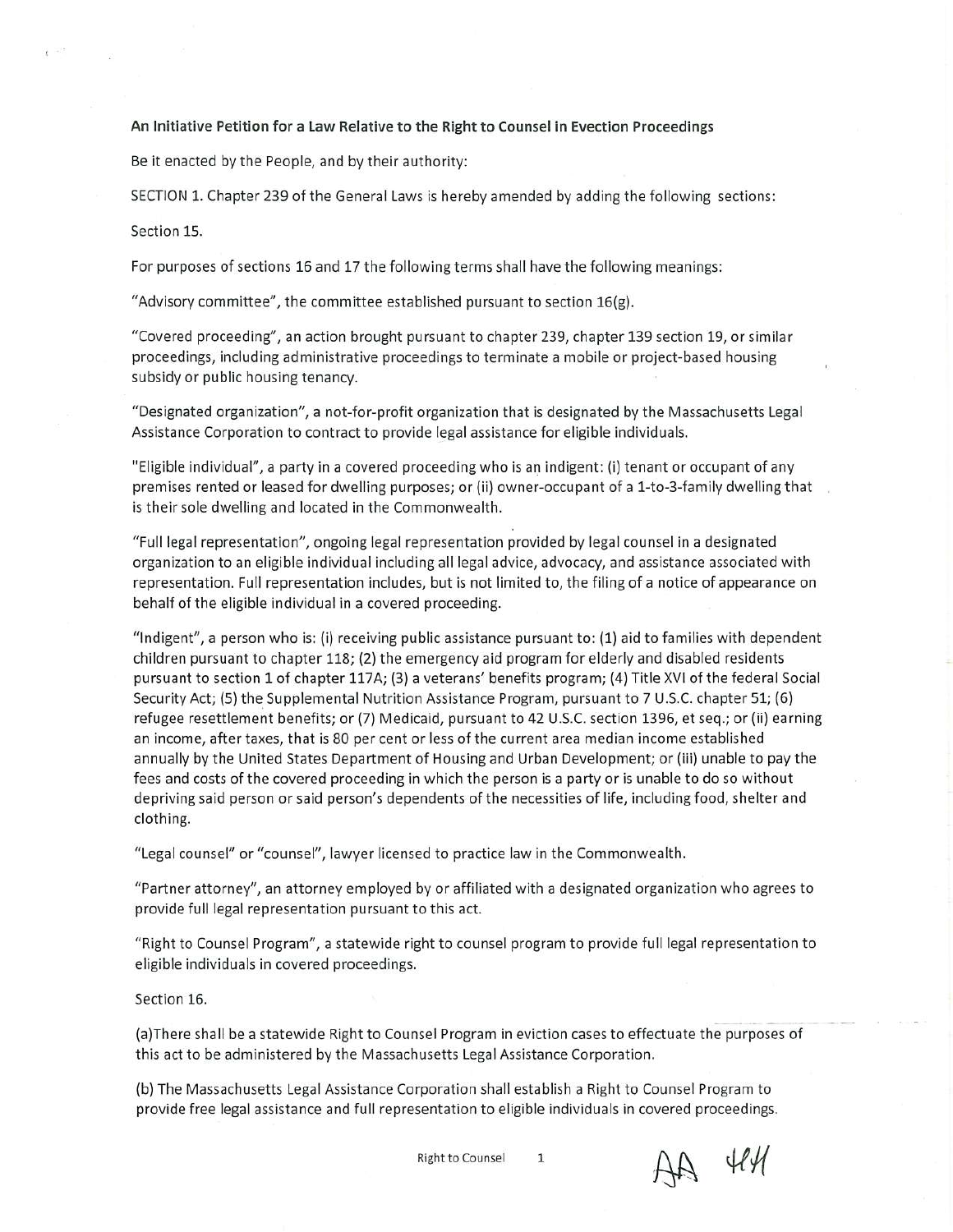**An Initiative Petition for a Law Relative to the Right to Counsel in Evection Proceedings**

Be it enacted by the People, and by their authority:

SECTION 1. Chapter 239 of the General Laws is hereby amended by adding the following sections:

Section 15.

For purposes of sections 16 and 17 the following terms shall have the following meanings:

"Advisory committee", the committee established pursuant to section 16(g).

"Covered proceeding", an action brought pursuant to chapter 239, chapter 139 section 19, or similar proceedings, including administrative proceedings to terminate a mobile or project-based housing subsidy or public housing tenancy.

"Designated organization", a not-for-profit organization that is designated by the Massachusetts Legal Assistance Corporation to contract to provide legal assistance for eligible individuals.

"Eligible individual", a party in a covered proceeding who is an indigent: (i) tenant or occupant of any premises rented or leased for dwelling purposes; or (ii) owner-occupant of a 1-to-3-family dwelling that is their sole dwelling and located in the Commonwealth.

"Full legal representation", ongoing legal representation provided by legal counsel in a designated organization to an eligible individual including all legal advice, advocacy, and assistance associated with representation. Full representation includes, but is not limited to, the filing of a notice of appearance on behalf of the eligible individual in a covered proceeding.

"Indigent", a person who is: (i) receiving public assistance pursuant to: (1) aid to families with dependent children pursuant to chapter 118; (2) the emergency aid program for elderly and disabled residents pursuant to section 1 of chapter 117A; (3) a veterans' benefits program; (4) Title XVI of the federal Social Security Act; (5) the Supplemental Nutrition Assistance Program, pursuant to 7 U.S.C. chapter 51; (6) refugee resettlement benefits; or (7) Medicaid, pursuant to 42 U.S.C. section 1396, et seq.; or (ii) earning an income, after taxes, that is 80 per cent or less of the current area median income established annually by the United States Department of Housing and Urban Development; or (iii) unable to pay the fees and costs of the covered proceeding in which the person is a party or is unable to do so without depriving said person or said person's dependents of the necessities of life, including food, shelter and clothing.

"Legal counsel" or "counsel", lawyer licensed to practice law in the Commonwealth.

"Partner attorney", an attorney employed by or affiliated with a designated organization who agrees to provide full legal representation pursuant to this act.

"Right to Counsel Program", a statewide right to counsel program to provide full legal representation to eligible individuals in covered proceedings.

Section 16.

(a)There shall be a statewide Right to Counsel Program in eviction cases to effectuate the purposes of this act to be administered by the Massachusetts Legal Assistance Corporation.

(b) The Massachusetts Legal Assistance Corporation shall establish a Right to Counsel Program to provide free legal assistance and full representation to eligible individuals in covered proceedings.

AA 444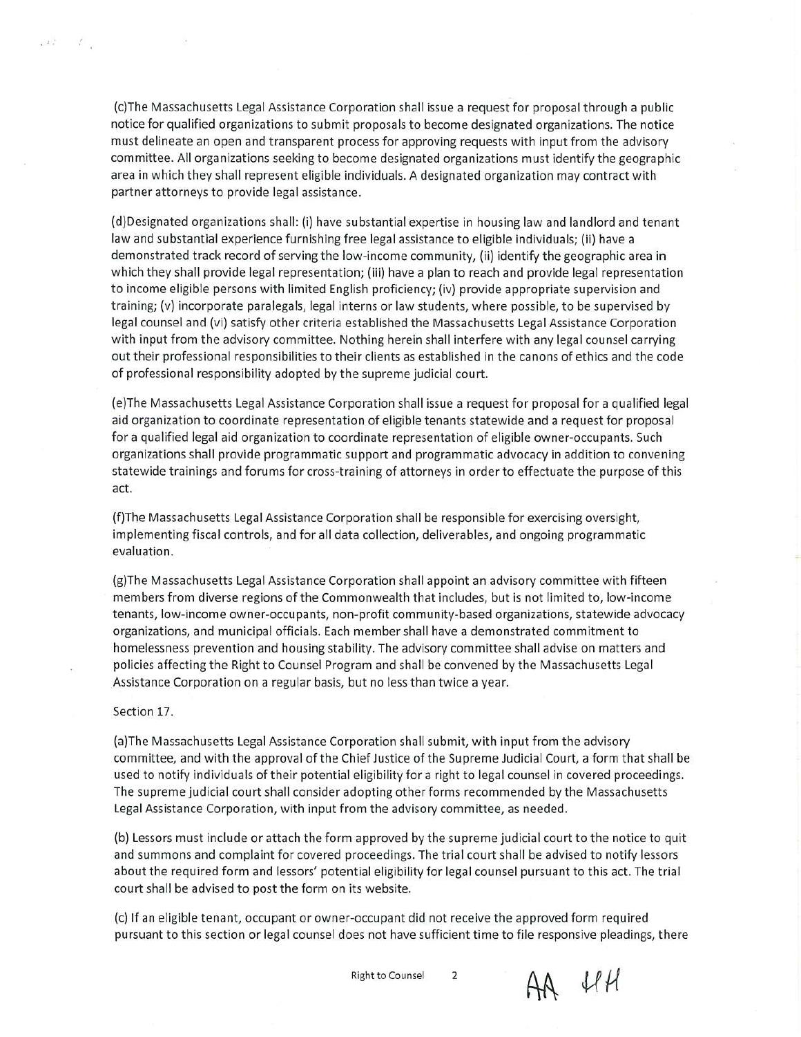(c)The Massachusetts Legal Assistance Corporation shall issue a request for proposal through a public notice for qualified organizations to submit proposals to become designated organizations. The notice must delineate an open and transparent process for approving requests with input from the advisory committee. All organizations seeking to become designated organizations must identify the geographic area in which they shall represent eligible individuals. A designated organization may contract with partner attorneys to provide legal assistance.

(d)Designated organizations shall: (i) have substantial expertise in housing law and landlord and tenant law and substantial experience furnishing free legal assistance to eligible individuals; (ii) have a demonstrated track record of serving the low-income community, (ii) identify the geographic area in which they shall provide legal representation; (iii) have a plan to reach and provide legal representation to income eligible persons with limited English proficiency; (iv) provide appropriate supervision and training; (v) incorporate paralegals, legal interns or law students, where possible, to be supervised by legal counsel and (vi) satisfy other criteria established the Massachusetts Legal Assistance Corporation with input from the advisory committee. Nothing herein shall interfere with any legal counsel carrying out their professional responsibilities to their clients as established in the canons of ethics and the code of professional responsibility adopted by the supreme judicial court.

(e)The Massachusetts Legal Assistance Corporation shall issue a request for proposal for a qualified legal aid organization to coordinate representation of eligible tenants statewide and a request for proposal for a qualified legal aid organization to coordinate representation of eligible owner-occupants. Such organizations shall provide programmatic support and programmatic advocacy in addition to convening statewide trainings and forums for cross-training of attorneys in order to effectuate the purpose of this act.

(f)The Massachusetts Legal Assistance Corporation shall be responsible for exercising oversight, implementing fiscal controls, and for all data collection, deliverables, and ongoing programmatic evaluation.

(g)The Massachusetts Legal Assistance Corporation shall appoint an advisory committee with fifteen members from diverse regions of the Commonwealth that includes, but is not limited to, low-income tenants, low-income owner-occupants, non-profit community-based organizations, statewide advocacy organizations, and municipal officials. Each member shall have a demonstrated commitment to homelessness prevention and housing stability. The advisory committee shall advise on matters and policies affecting the Right to Counsel Program and shall be convened by the Massachusetts Legal Assistance Corporation on a regular basis, but no less than twice a year.

Section 17.

(a)The Massachusetts Legal Assistance Corporation shall submit, with input from the advisory committee, and with the approval of the Chief Justice of the Supreme Judicial Court, a form that shall be used to notify individuals of their potential eligibility for a right to legal counsel in covered proceedings. The supreme judicial court shall consider adopting other forms recommended by the Massachusetts Legal Assistance Corporation, with input from the advisory committee, as needed.

(b) Lessors must include or attach the form approved by the supreme judicial court to the notice to quit and summons and complaint for covered proceedings. The trial court shall be advised to notify lessors about the required form and lessors' potential eligibility for legal counsel pursuant to this act. The trial court shall be advised to post the form on its website.

(c) If an eligible tenant, occupant or owner-occupant did not receive the approved form required pursuant to this section or legal counsel does not have sufficient time to file responsive pleadings, there

AA HH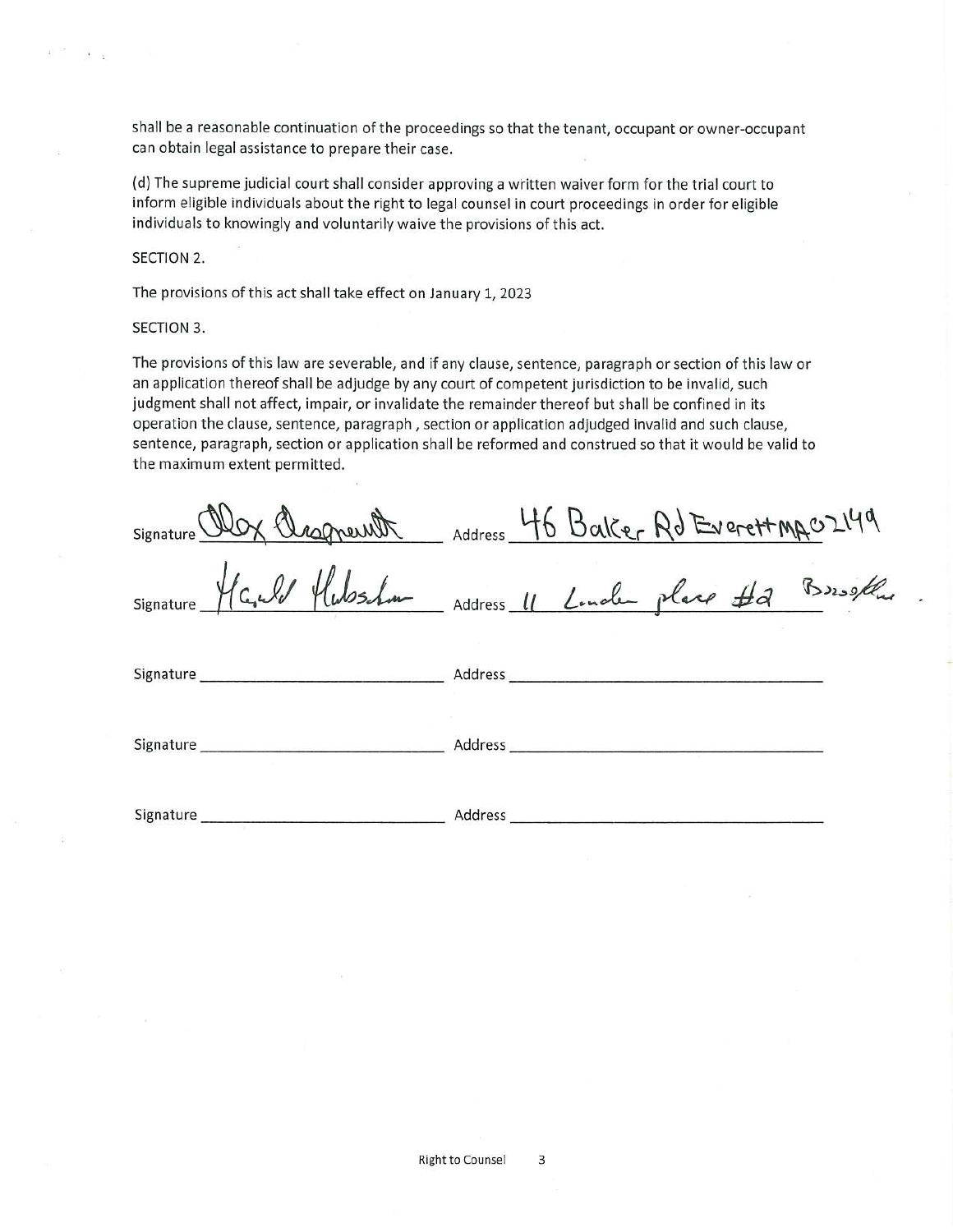shall be a reasonable continuation of the proceedings so that the tenant, occupant or owner-occupant can obtain legal assistance to prepare their case.

(d) The supreme judicial court shall consider approving a written waiver form for the trial court to inform eligible individuals about the right to legal counsel in court proceedings in order for eligible individuals to knowingly and voluntarily waive the provisions of this act.

SECTION 2.

The provisions of this act shall take effect on January 1, 2023

SECTION 3.

The provisions of this law are severable, and if any clause, sentence, paragraph or section of this law or an application thereof shall be adjudge by any court of competent jurisdiction to be invalid, such judgment shall not affect, impair, or invalidate the remainder thereof but shall be confined in its operation the clause, sentence, paragraph , section or application adjudged invalid and such clause, sentence, paragraph, section or application shall be reformed and construed so that it would be valid to the maximum extent permitted.

Signature [signature] Address 46 Baker Rd Everett MA 02149

Signature [signature] Address 11 Linden place #2 Brookline

Signature ____________________ Address ____________________

Signature ____________________ Address ____________________

Signature ____________________ Address ____________________